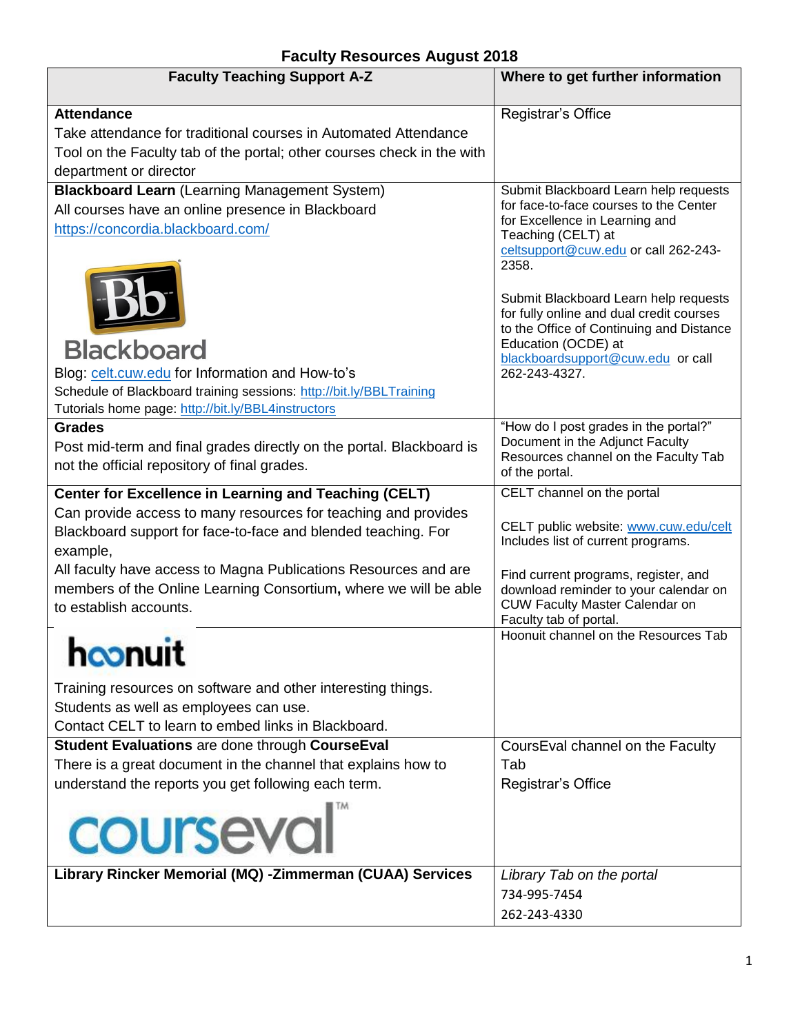# Faculty Resources August 2018

| Faculty Teaching Support A-Z | Where to get further information |
|---|---|
| **Attendance**<br>Take attendance for traditional courses in Automated Attendance Tool on the Faculty tab of the portal; other courses check in the with department or director | Registrar's Office |
| **Blackboard Learn** (Learning Management System)<br>All courses have an online presence in Blackboard<br>https://concordia.blackboard.com/<br>Blackboard<br>Blog: celt.cuw.edu for Information and How-to's<br>Schedule of Blackboard training sessions: http://bit.ly/BBLTraining<br>Tutorials home page: http://bit.ly/BBL4instructors | Submit Blackboard Learn help requests for face-to-face courses to the Center for Excellence in Learning and Teaching (CELT) at celtsupport@cuw.edu or call 262-243-2358.<br><br>Submit Blackboard Learn help requests for fully online and dual credit courses to the Office of Continuing and Distance Education (OCDE) at blackboardsupport@cuw.edu or call 262-243-4327. |
| **Grades**<br>Post mid-term and final grades directly on the portal. Blackboard is not the official repository of final grades. | "How do I post grades in the portal?" Document in the Adjunct Faculty Resources channel on the Faculty Tab of the portal. |
| **Center for Excellence in Learning and Teaching (CELT)**<br>Can provide access to many resources for teaching and provides Blackboard support for face-to-face and blended teaching. For example,<br>All faculty have access to Magna Publications Resources and are members of the Online Learning Consortium**,** where we will be able to establish accounts. | CELT channel on the portal<br><br>CELT public website: www.cuw.edu/celt Includes list of current programs.<br><br>Find current programs, register, and download reminder to your calendar on CUW Faculty Master Calendar on Faculty tab of portal. |
| hoonuit<br>Training resources on software and other interesting things.<br>Students as well as employees can use.<br>Contact CELT to learn to embed links in Blackboard. | Hoonuit channel on the Resources Tab |
| **Student Evaluations** are done through **CourseEval**<br>There is a great document in the channel that explains how to understand the reports you get following each term.<br>courseval™ | CoursEval channel on the Faculty Tab<br>Registrar's Office |
| **Library Rincker Memorial (MQ) -Zimmerman (CUAA) Services** | *Library Tab on the portal*<br>734-995-7454<br>262-243-4330 |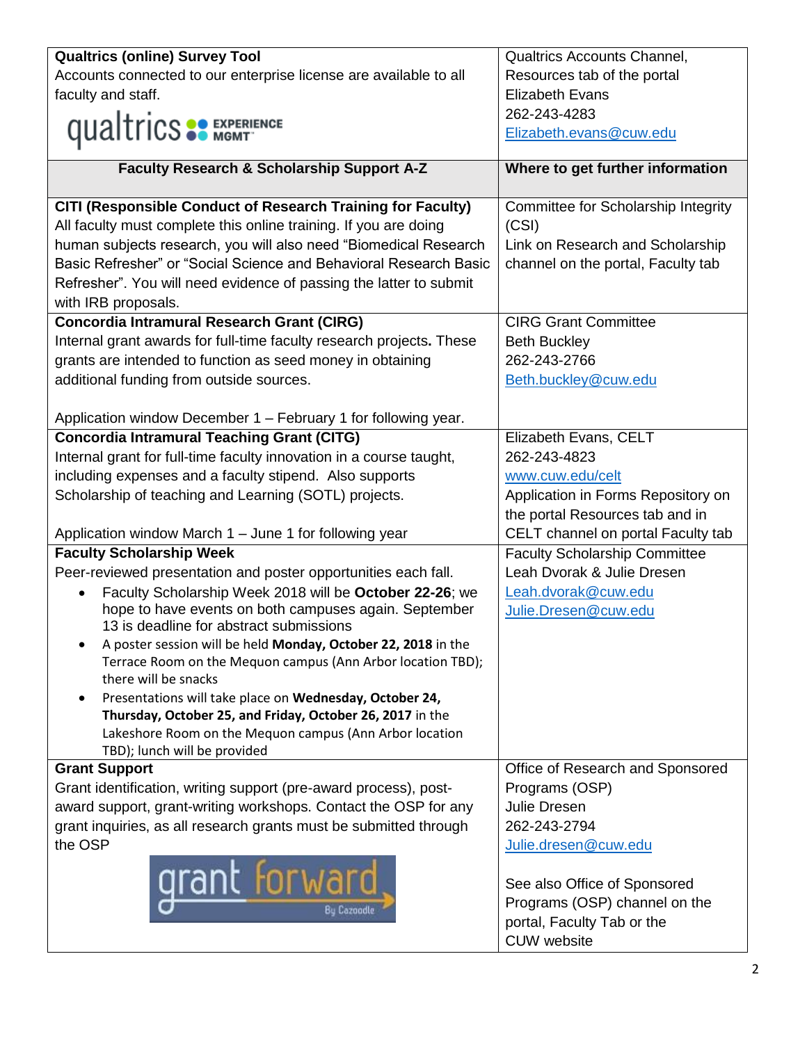| Faculty Research & Scholarship Support A-Z | Where to get further information |
|---|---|
| **Qualtrics (online) Survey Tool**<br>Accounts connected to our enterprise license are available to all faculty and staff.<br>qualtrics EXPERIENCE MGMT | Qualtrics Accounts Channel, Resources tab of the portal<br>Elizabeth Evans<br>262-243-4283<br>Elizabeth.evans@cuw.edu |
| **CITI (Responsible Conduct of Research Training for Faculty)**<br>All faculty must complete this online training. If you are doing human subjects research, you will also need "Biomedical Research Basic Refresher" or "Social Science and Behavioral Research Basic Refresher". You will need evidence of passing the latter to submit with IRB proposals. | Committee for Scholarship Integrity (CSI)<br>Link on Research and Scholarship channel on the portal, Faculty tab |
| **Concordia Intramural Research Grant (CIRG)**<br>Internal grant awards for full-time faculty research projects**.** These grants are intended to function as seed money in obtaining additional funding from outside sources.<br><br>Application window December 1 – February 1 for following year. | CIRG Grant Committee<br>Beth Buckley<br>262-243-2766<br>Beth.buckley@cuw.edu |
| **Concordia Intramural Teaching Grant (CITG)**<br>Internal grant for full-time faculty innovation in a course taught, including expenses and a faculty stipend. Also supports Scholarship of teaching and Learning (SOTL) projects.<br><br>Application window March 1 – June 1 for following year | Elizabeth Evans, CELT<br>262-243-4823<br>www.cuw.edu/celt<br>Application in Forms Repository on the portal Resources tab and in CELT channel on portal Faculty tab |
| **Faculty Scholarship Week**<br>Peer-reviewed presentation and poster opportunities each fall.<br>• Faculty Scholarship Week 2018 will be **October 22-26**; we hope to have events on both campuses again. September 13 is deadline for abstract submissions<br>• A poster session will be held **Monday, October 22, 2018** in the Terrace Room on the Mequon campus (Ann Arbor location TBD); there will be snacks<br>• Presentations will take place on **Wednesday, October 24, Thursday, October 25, and Friday, October 26, 2017** in the Lakeshore Room on the Mequon campus (Ann Arbor location TBD); lunch will be provided | Faculty Scholarship Committee<br>Leah Dvorak & Julie Dresen<br>Leah.dvorak@cuw.edu<br>Julie.Dresen@cuw.edu |
| **Grant Support**<br>Grant identification, writing support (pre-award process), post-award support, grant-writing workshops. Contact the OSP for any grant inquiries, as all research grants must be submitted through the OSP<br>grant forward By Cazoodle | Office of Research and Sponsored Programs (OSP)<br>Julie Dresen<br>262-243-2794<br>Julie.dresen@cuw.edu<br><br>See also Office of Sponsored Programs (OSP) channel on the portal, Faculty Tab or the CUW website |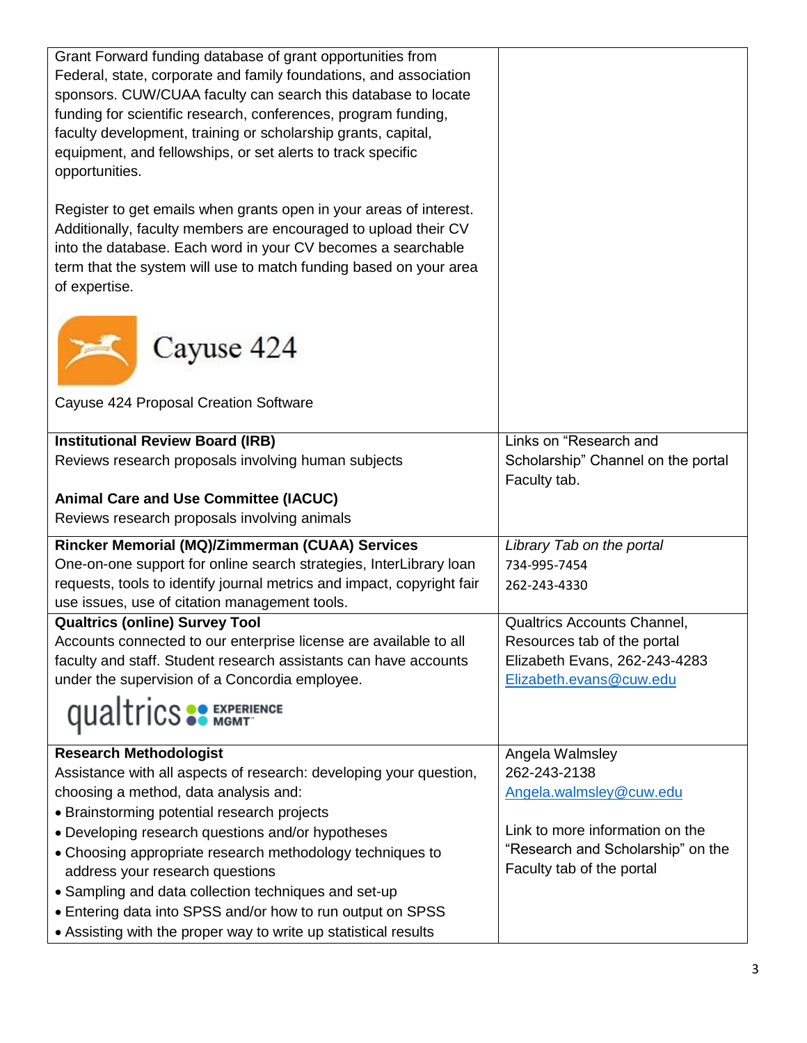| | |
|---|---|
| Grant Forward funding database of grant opportunities from Federal, state, corporate and family foundations, and association sponsors. CUW/CUAA faculty can search this database to locate funding for scientific research, conferences, program funding, faculty development, training or scholarship grants, capital, equipment, and fellowships, or set alerts to track specific opportunities.<br><br>Register to get emails when grants open in your areas of interest. Additionally, faculty members are encouraged to upload their CV into the database. Each word in your CV becomes a searchable term that the system will use to match funding based on your area of expertise.<br><br>Cayuse 424<br><br>Cayuse 424 Proposal Creation Software | |
| **Institutional Review Board (IRB)**<br>Reviews research proposals involving human subjects<br><br>**Animal Care and Use Committee (IACUC)**<br>Reviews research proposals involving animals | Links on "Research and Scholarship" Channel on the portal Faculty tab. |
| **Rincker Memorial (MQ)/Zimmerman (CUAA) Services**<br>One-on-one support for online search strategies, InterLibrary loan requests, tools to identify journal metrics and impact, copyright fair use issues, use of citation management tools. | *Library Tab on the portal*<br>734-995-7454<br>262-243-4330 |
| **Qualtrics (online) Survey Tool**<br>Accounts connected to our enterprise license are available to all faculty and staff. Student research assistants can have accounts under the supervision of a Concordia employee.<br><br>qualtrics EXPERIENCE MGMT | Qualtrics Accounts Channel, Resources tab of the portal<br>Elizabeth Evans, 262-243-4283<br>Elizabeth.evans@cuw.edu |
| **Research Methodologist**<br>Assistance with all aspects of research: developing your question, choosing a method, data analysis and:<br>• Brainstorming potential research projects<br>• Developing research questions and/or hypotheses<br>• Choosing appropriate research methodology techniques to address your research questions<br>• Sampling and data collection techniques and set-up<br>• Entering data into SPSS and/or how to run output on SPSS<br>• Assisting with the proper way to write up statistical results | Angela Walmsley<br>262-243-2138<br>Angela.walmsley@cuw.edu<br><br>Link to more information on the "Research and Scholarship" on the Faculty tab of the portal |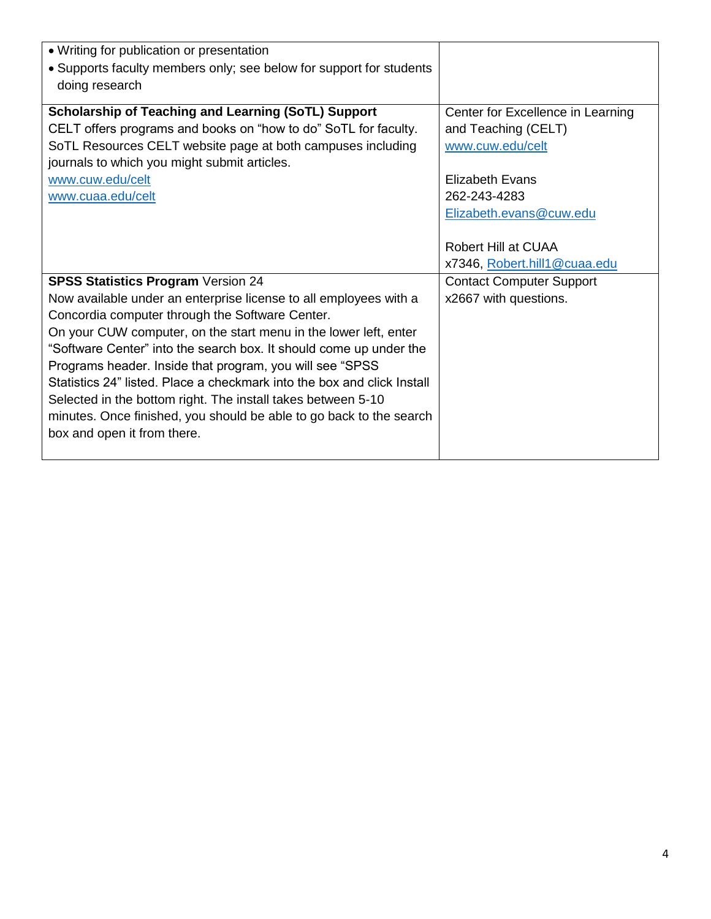| | |
|---|---|
| • Writing for publication or presentation<br>• Supports faculty members only; see below for support for students doing research | |
| **Scholarship of Teaching and Learning (SoTL) Support**<br>CELT offers programs and books on "how to do" SoTL for faculty. SoTL Resources CELT website page at both campuses including journals to which you might submit articles.<br>www.cuw.edu/celt<br>www.cuaa.edu/celt | Center for Excellence in Learning and Teaching (CELT)<br>www.cuw.edu/celt<br><br>Elizabeth Evans<br>262-243-4283<br>Elizabeth.evans@cuw.edu<br><br>Robert Hill at CUAA<br>x7346, Robert.hill1@cuaa.edu |
| **SPSS Statistics Program** Version 24<br>Now available under an enterprise license to all employees with a Concordia computer through the Software Center.<br>On your CUW computer, on the start menu in the lower left, enter "Software Center" into the search box. It should come up under the Programs header. Inside that program, you will see "SPSS Statistics 24" listed. Place a checkmark into the box and click Install Selected in the bottom right. The install takes between 5-10 minutes. Once finished, you should be able to go back to the search box and open it from there. | Contact Computer Support x2667 with questions. |